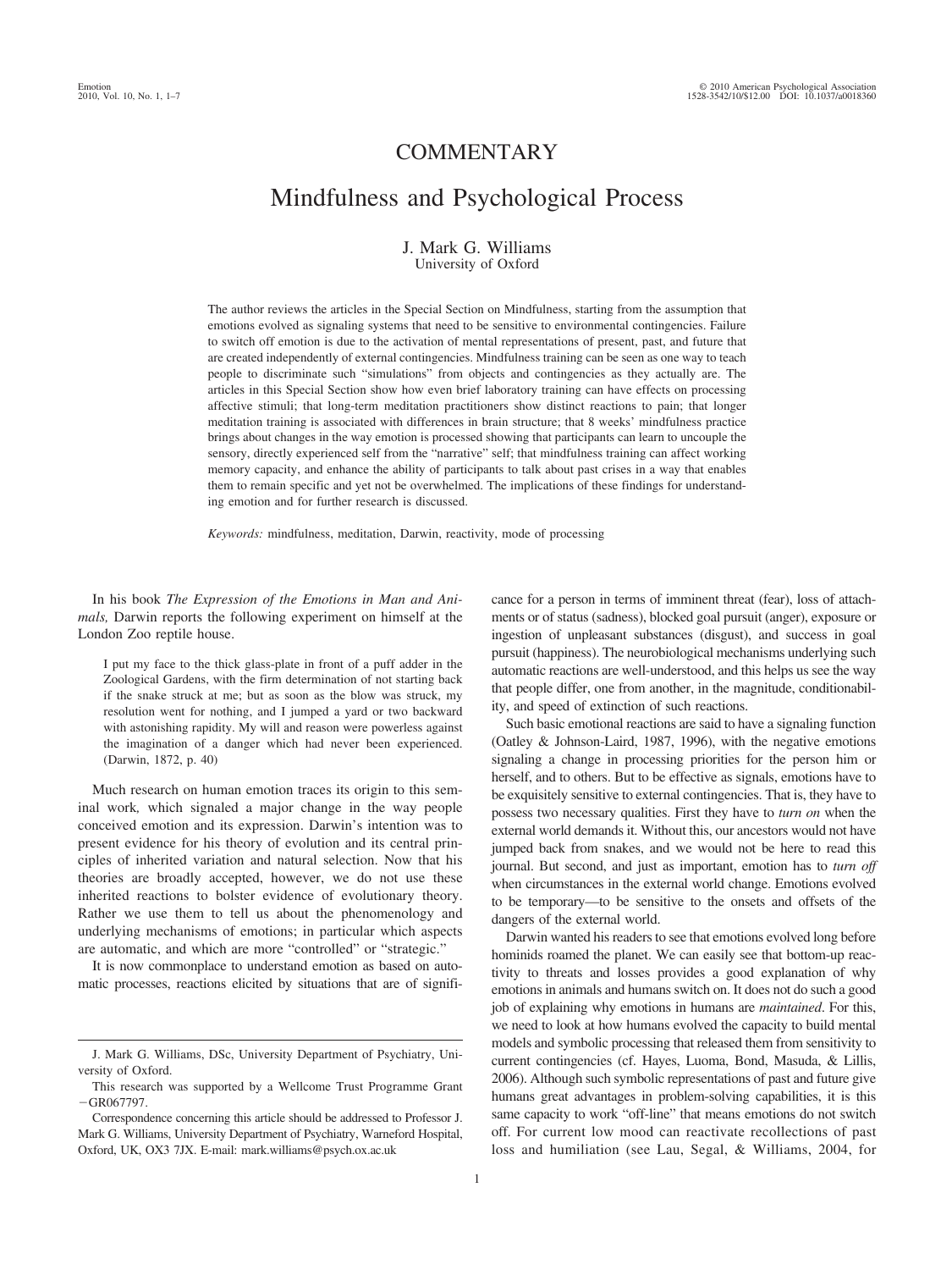# COMMENTARY

# Mindfulness and Psychological Process

J. Mark G. Williams
University of Oxford

The author reviews the articles in the Special Section on Mindfulness, starting from the assumption that emotions evolved as signaling systems that need to be sensitive to environmental contingencies. Failure to switch off emotion is due to the activation of mental representations of present, past, and future that are created independently of external contingencies. Mindfulness training can be seen as one way to teach people to discriminate such "simulations" from objects and contingencies as they actually are. The articles in this Special Section show how even brief laboratory training can have effects on processing affective stimuli; that long-term meditation practitioners show distinct reactions to pain; that longer meditation training is associated with differences in brain structure; that 8 weeks' mindfulness practice brings about changes in the way emotion is processed showing that participants can learn to uncouple the sensory, directly experienced self from the "narrative" self; that mindfulness training can affect working memory capacity, and enhance the ability of participants to talk about past crises in a way that enables them to remain specific and yet not be overwhelmed. The implications of these findings for understanding emotion and for further research is discussed.

*Keywords:* mindfulness, meditation, Darwin, reactivity, mode of processing

In his book *The Expression of the Emotions in Man and Animals,* Darwin reports the following experiment on himself at the London Zoo reptile house.

> I put my face to the thick glass-plate in front of a puff adder in the Zoological Gardens, with the firm determination of not starting back if the snake struck at me; but as soon as the blow was struck, my resolution went for nothing, and I jumped a yard or two backward with astonishing rapidity. My will and reason were powerless against the imagination of a danger which had never been experienced. (Darwin, 1872, p. 40)

Much research on human emotion traces its origin to this seminal work, which signaled a major change in the way people conceived emotion and its expression. Darwin's intention was to present evidence for his theory of evolution and its central principles of inherited variation and natural selection. Now that his theories are broadly accepted, however, we do not use these inherited reactions to bolster evidence of evolutionary theory. Rather we use them to tell us about the phenomenology and underlying mechanisms of emotions; in particular which aspects are automatic, and which are more "controlled" or "strategic."

It is now commonplace to understand emotion as based on automatic processes, reactions elicited by situations that are of significance for a person in terms of imminent threat (fear), loss of attachments or of status (sadness), blocked goal pursuit (anger), exposure or ingestion of unpleasant substances (disgust), and success in goal pursuit (happiness). The neurobiological mechanisms underlying such automatic reactions are well-understood, and this helps us see the way that people differ, one from another, in the magnitude, conditionability, and speed of extinction of such reactions.

Such basic emotional reactions are said to have a signaling function (Oatley & Johnson-Laird, 1987, 1996), with the negative emotions signaling a change in processing priorities for the person him or herself, and to others. But to be effective as signals, emotions have to be exquisitely sensitive to external contingencies. That is, they have to possess two necessary qualities. First they have to *turn on* when the external world demands it. Without this, our ancestors would not have jumped back from snakes, and we would not be here to read this journal. But second, and just as important, emotion has to *turn off* when circumstances in the external world change. Emotions evolved to be temporary—to be sensitive to the onsets and offsets of the dangers of the external world.

Darwin wanted his readers to see that emotions evolved long before hominids roamed the planet. We can easily see that bottom-up reactivity to threats and losses provides a good explanation of why emotions in animals and humans switch on. It does not do such a good job of explaining why emotions in humans are *maintained*. For this, we need to look at how humans evolved the capacity to build mental models and symbolic processing that released them from sensitivity to current contingencies (cf. Hayes, Luoma, Bond, Masuda, & Lillis, 2006). Although such symbolic representations of past and future give humans great advantages in problem-solving capabilities, it is this same capacity to work "off-line" that means emotions do not switch off. For current low mood can reactivate recollections of past loss and humiliation (see Lau, Segal, & Williams, 2004, for

J. Mark G. Williams, DSc, University Department of Psychiatry, University of Oxford.

This research was supported by a Wellcome Trust Programme Grant −GR067797.

Correspondence concerning this article should be addressed to Professor J. Mark G. Williams, University Department of Psychiatry, Warneford Hospital, Oxford, UK, OX3 7JX. E-mail: mark.williams@psych.ox.ac.uk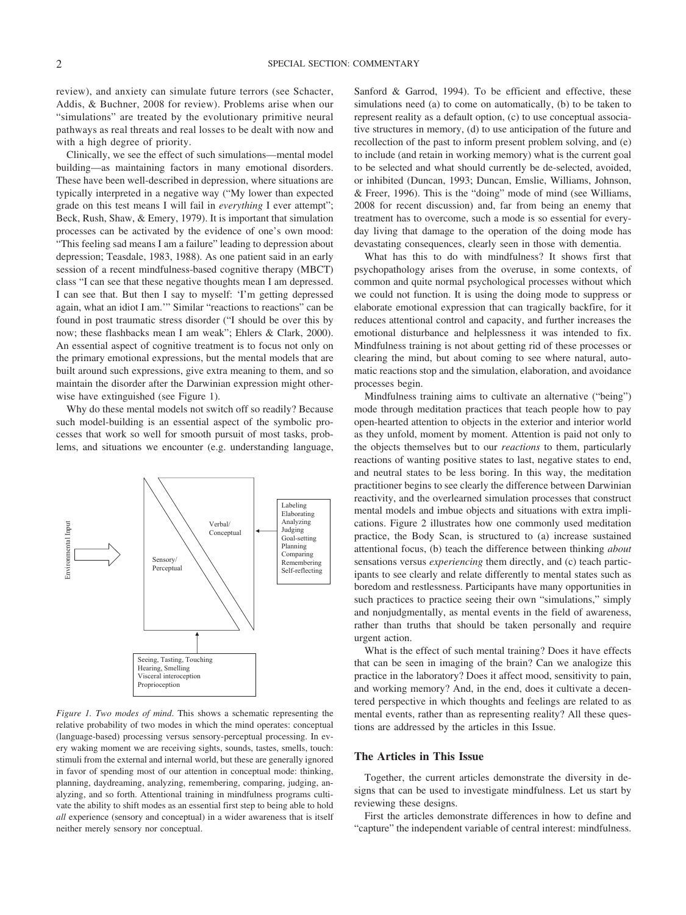review), and anxiety can simulate future terrors (see Schacter, Addis, & Buchner, 2008 for review). Problems arise when our "simulations" are treated by the evolutionary primitive neural pathways as real threats and real losses to be dealt with now and with a high degree of priority.

Clinically, we see the effect of such simulations—mental model building—as maintaining factors in many emotional disorders. These have been well-described in depression, where situations are typically interpreted in a negative way ("My lower than expected grade on this test means I will fail in *everything* I ever attempt"; Beck, Rush, Shaw, & Emery, 1979). It is important that simulation processes can be activated by the evidence of one's own mood: "This feeling sad means I am a failure" leading to depression about depression; Teasdale, 1983, 1988). As one patient said in an early session of a recent mindfulness-based cognitive therapy (MBCT) class "I can see that these negative thoughts mean I am depressed. I can see that. But then I say to myself: 'I'm getting depressed again, what an idiot I am.'" Similar "reactions to reactions" can be found in post traumatic stress disorder ("I should be over this by now; these flashbacks mean I am weak"; Ehlers & Clark, 2000). An essential aspect of cognitive treatment is to focus not only on the primary emotional expressions, but the mental models that are built around such expressions, give extra meaning to them, and so maintain the disorder after the Darwinian expression might otherwise have extinguished (see Figure 1).

Why do these mental models not switch off so readily? Because such model-building is an essential aspect of the symbolic processes that work so well for smooth pursuit of most tasks, problems, and situations we encounter (e.g. understanding language,

Environmental Input

Sensory/
Perceptual

Verbal/
Conceptual

Labeling
Elaborating
Analyzing
Judging
Goal-setting
Planning
Comparing
Remembering
Self-reflecting

Seeing, Tasting, Touching
Hearing, Smelling
Visceral interoception
Proprioception

*Figure 1. Two modes of mind.* This shows a schematic representing the relative probability of two modes in which the mind operates: conceptual (language-based) processing versus sensory-perceptual processing. In every waking moment we are receiving sights, sounds, tastes, smells, touch: stimuli from the external and internal world, but these are generally ignored in favor of spending most of our attention in conceptual mode: thinking, planning, daydreaming, analyzing, remembering, comparing, judging, analyzing, and so forth. Attentional training in mindfulness programs cultivate the ability to shift modes as an essential first step to being able to hold *all* experience (sensory and conceptual) in a wider awareness that is itself neither merely sensory nor conceptual.

Sanford & Garrod, 1994). To be efficient and effective, these simulations need (a) to come on automatically, (b) to be taken to represent reality as a default option, (c) to use conceptual associative structures in memory, (d) to use anticipation of the future and recollection of the past to inform present problem solving, and (e) to include (and retain in working memory) what is the current goal to be selected and what should currently be de-selected, avoided, or inhibited (Duncan, 1993; Duncan, Emslie, Williams, Johnson, & Freer, 1996). This is the "doing" mode of mind (see Williams, 2008 for recent discussion) and, far from being an enemy that treatment has to overcome, such a mode is so essential for everyday living that damage to the operation of the doing mode has devastating consequences, clearly seen in those with dementia.

What has this to do with mindfulness? It shows first that psychopathology arises from the overuse, in some contexts, of common and quite normal psychological processes without which we could not function. It is using the doing mode to suppress or elaborate emotional expression that can tragically backfire, for it reduces attentional control and capacity, and further increases the emotional disturbance and helplessness it was intended to fix. Mindfulness training is not about getting rid of these processes or clearing the mind, but about coming to see where natural, automatic reactions stop and the simulation, elaboration, and avoidance processes begin.

Mindfulness training aims to cultivate an alternative ("being") mode through meditation practices that teach people how to pay open-hearted attention to objects in the exterior and interior world as they unfold, moment by moment. Attention is paid not only to the objects themselves but to our *reactions* to them, particularly reactions of wanting positive states to last, negative states to end, and neutral states to be less boring. In this way, the meditation practitioner begins to see clearly the difference between Darwinian reactivity, and the overlearned simulation processes that construct mental models and imbue objects and situations with extra implications. Figure 2 illustrates how one commonly used meditation practice, the Body Scan, is structured to (a) increase sustained attentional focus, (b) teach the difference between thinking *about* sensations versus *experiencing* them directly, and (c) teach participants to see clearly and relate differently to mental states such as boredom and restlessness. Participants have many opportunities in such practices to practice seeing their own "simulations," simply and nonjudgmentally, as mental events in the field of awareness, rather than truths that should be taken personally and require urgent action.

What is the effect of such mental training? Does it have effects that can be seen in imaging of the brain? Can we analogize this practice in the laboratory? Does it affect mood, sensitivity to pain, and working memory? And, in the end, does it cultivate a decentered perspective in which thoughts and feelings are related to as mental events, rather than as representing reality? All these questions are addressed by the articles in this Issue.

## The Articles in This Issue

Together, the current articles demonstrate the diversity in designs that can be used to investigate mindfulness. Let us start by reviewing these designs.

First the articles demonstrate differences in how to define and "capture" the independent variable of central interest: mindfulness.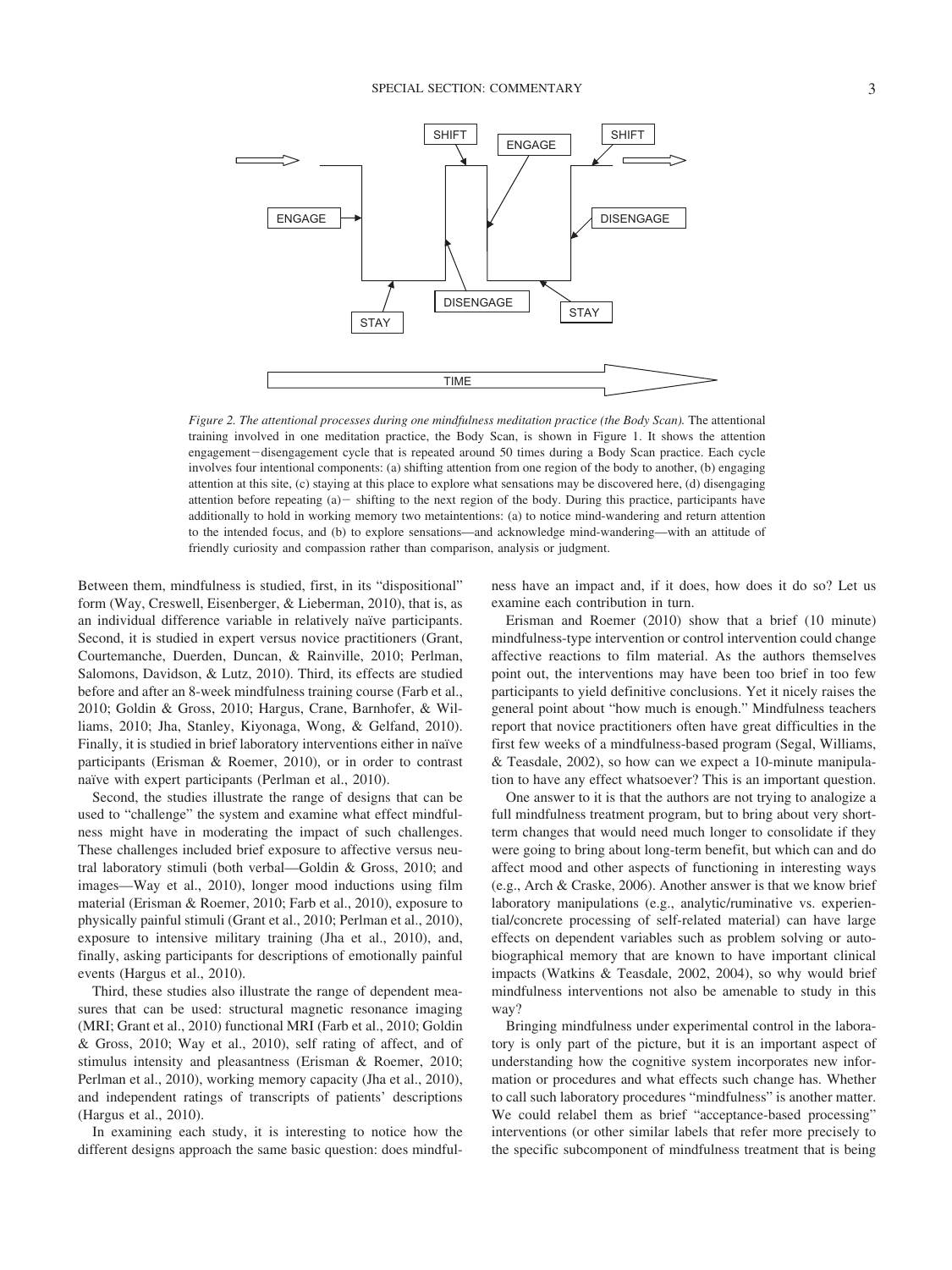SHIFT

ENGAGE

SHIFT

ENGAGE

DISENGAGE

DISENGAGE

STAY

STAY

TIME

*Figure 2. The attentional processes during one mindfulness meditation practice (the Body Scan).* The attentional training involved in one meditation practice, the Body Scan, is shown in Figure 1. It shows the attention engagement−disengagement cycle that is repeated around 50 times during a Body Scan practice. Each cycle involves four intentional components: (a) shifting attention from one region of the body to another, (b) engaging attention at this site, (c) staying at this place to explore what sensations may be discovered here, (d) disengaging attention before repeating (a)− shifting to the next region of the body. During this practice, participants have additionally to hold in working memory two metaintentions: (a) to notice mind-wandering and return attention to the intended focus, and (b) to explore sensations—and acknowledge mind-wandering—with an attitude of friendly curiosity and compassion rather than comparison, analysis or judgment.

Between them, mindfulness is studied, first, in its "dispositional" form (Way, Creswell, Eisenberger, & Lieberman, 2010), that is, as an individual difference variable in relatively naïve participants. Second, it is studied in expert versus novice practitioners (Grant, Courtemanche, Duerden, Duncan, & Rainville, 2010; Perlman, Salomons, Davidson, & Lutz, 2010). Third, its effects are studied before and after an 8-week mindfulness training course (Farb et al., 2010; Goldin & Gross, 2010; Hargus, Crane, Barnhofer, & Williams, 2010; Jha, Stanley, Kiyonaga, Wong, & Gelfand, 2010). Finally, it is studied in brief laboratory interventions either in naïve participants (Erisman & Roemer, 2010), or in order to contrast naïve with expert participants (Perlman et al., 2010).

Second, the studies illustrate the range of designs that can be used to "challenge" the system and examine what effect mindfulness might have in moderating the impact of such challenges. These challenges included brief exposure to affective versus neutral laboratory stimuli (both verbal—Goldin & Gross, 2010; and images—Way et al., 2010), longer mood inductions using film material (Erisman & Roemer, 2010; Farb et al., 2010), exposure to physically painful stimuli (Grant et al., 2010; Perlman et al., 2010), exposure to intensive military training (Jha et al., 2010), and, finally, asking participants for descriptions of emotionally painful events (Hargus et al., 2010).

Third, these studies also illustrate the range of dependent measures that can be used: structural magnetic resonance imaging (MRI; Grant et al., 2010) functional MRI (Farb et al., 2010; Goldin & Gross, 2010; Way et al., 2010), self rating of affect, and of stimulus intensity and pleasantness (Erisman & Roemer, 2010; Perlman et al., 2010), working memory capacity (Jha et al., 2010), and independent ratings of transcripts of patients' descriptions (Hargus et al., 2010).

In examining each study, it is interesting to notice how the different designs approach the same basic question: does mindfulness have an impact and, if it does, how does it do so? Let us examine each contribution in turn.

Erisman and Roemer (2010) show that a brief (10 minute) mindfulness-type intervention or control intervention could change affective reactions to film material. As the authors themselves point out, the interventions may have been too brief in too few participants to yield definitive conclusions. Yet it nicely raises the general point about "how much is enough." Mindfulness teachers report that novice practitioners often have great difficulties in the first few weeks of a mindfulness-based program (Segal, Williams, & Teasdale, 2002), so how can we expect a 10-minute manipulation to have any effect whatsoever? This is an important question.

One answer to it is that the authors are not trying to analogize a full mindfulness treatment program, but to bring about very short-term changes that would need much longer to consolidate if they were going to bring about long-term benefit, but which can and do affect mood and other aspects of functioning in interesting ways (e.g., Arch & Craske, 2006). Another answer is that we know brief laboratory manipulations (e.g., analytic/ruminative vs. experiential/concrete processing of self-related material) can have large effects on dependent variables such as problem solving or autobiographical memory that are known to have important clinical impacts (Watkins & Teasdale, 2002, 2004), so why would brief mindfulness interventions not also be amenable to study in this way?

Bringing mindfulness under experimental control in the laboratory is only part of the picture, but it is an important aspect of understanding how the cognitive system incorporates new information or procedures and what effects such change has. Whether to call such laboratory procedures "mindfulness" is another matter. We could relabel them as brief "acceptance-based processing" interventions (or other similar labels that refer more precisely to the specific subcomponent of mindfulness treatment that is being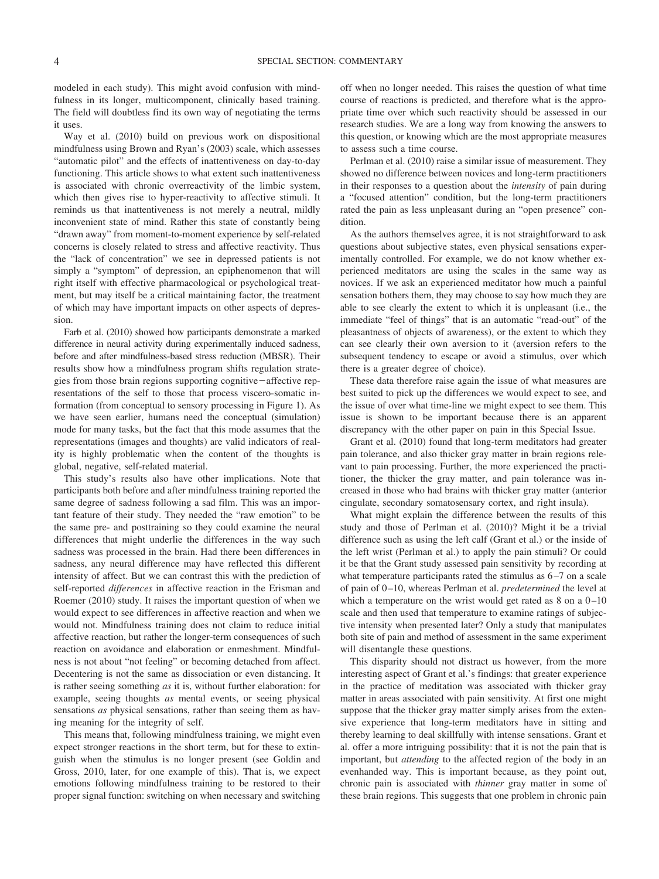modeled in each study). This might avoid confusion with mindfulness in its longer, multicomponent, clinically based training. The field will doubtless find its own way of negotiating the terms it uses.

Way et al. (2010) build on previous work on dispositional mindfulness using Brown and Ryan's (2003) scale, which assesses "automatic pilot" and the effects of inattentiveness on day-to-day functioning. This article shows to what extent such inattentiveness is associated with chronic overreactivity of the limbic system, which then gives rise to hyper-reactivity to affective stimuli. It reminds us that inattentiveness is not merely a neutral, mildly inconvenient state of mind. Rather this state of constantly being "drawn away" from moment-to-moment experience by self-related concerns is closely related to stress and affective reactivity. Thus the "lack of concentration" we see in depressed patients is not simply a "symptom" of depression, an epiphenomenon that will right itself with effective pharmacological or psychological treatment, but may itself be a critical maintaining factor, the treatment of which may have important impacts on other aspects of depression.

Farb et al. (2010) showed how participants demonstrate a marked difference in neural activity during experimentally induced sadness, before and after mindfulness-based stress reduction (MBSR). Their results show how a mindfulness program shifts regulation strategies from those brain regions supporting cognitive−affective representations of the self to those that process viscero-somatic information (from conceptual to sensory processing in Figure 1). As we have seen earlier, humans need the conceptual (simulation) mode for many tasks, but the fact that this mode assumes that the representations (images and thoughts) are valid indicators of reality is highly problematic when the content of the thoughts is global, negative, self-related material.

This study's results also have other implications. Note that participants both before and after mindfulness training reported the same degree of sadness following a sad film. This was an important feature of their study. They needed the "raw emotion" to be the same pre- and posttraining so they could examine the neural differences that might underlie the differences in the way such sadness was processed in the brain. Had there been differences in sadness, any neural difference may have reflected this different intensity of affect. But we can contrast this with the prediction of self-reported *differences* in affective reaction in the Erisman and Roemer (2010) study. It raises the important question of when we would expect to see differences in affective reaction and when we would not. Mindfulness training does not claim to reduce initial affective reaction, but rather the longer-term consequences of such reaction on avoidance and elaboration or enmeshment. Mindfulness is not about "not feeling" or becoming detached from affect. Decentering is not the same as dissociation or even distancing. It is rather seeing something *as* it is, without further elaboration: for example, seeing thoughts *as* mental events, or seeing physical sensations *as* physical sensations, rather than seeing them as having meaning for the integrity of self.

This means that, following mindfulness training, we might even expect stronger reactions in the short term, but for these to extinguish when the stimulus is no longer present (see Goldin and Gross, 2010, later, for one example of this). That is, we expect emotions following mindfulness training to be restored to their proper signal function: switching on when necessary and switching off when no longer needed. This raises the question of what time course of reactions is predicted, and therefore what is the appropriate time over which such reactivity should be assessed in our research studies. We are a long way from knowing the answers to this question, or knowing which are the most appropriate measures to assess such a time course.

Perlman et al. (2010) raise a similar issue of measurement. They showed no difference between novices and long-term practitioners in their responses to a question about the *intensity* of pain during a "focused attention" condition, but the long-term practitioners rated the pain as less unpleasant during an "open presence" condition.

As the authors themselves agree, it is not straightforward to ask questions about subjective states, even physical sensations experimentally controlled. For example, we do not know whether experienced meditators are using the scales in the same way as novices. If we ask an experienced meditator how much a painful sensation bothers them, they may choose to say how much they are able to see clearly the extent to which it is unpleasant (i.e., the immediate "feel of things" that is an automatic "read-out" of the pleasantness of objects of awareness), or the extent to which they can see clearly their own aversion to it (aversion refers to the subsequent tendency to escape or avoid a stimulus, over which there is a greater degree of choice).

These data therefore raise again the issue of what measures are best suited to pick up the differences we would expect to see, and the issue of over what time-line we might expect to see them. This issue is shown to be important because there is an apparent discrepancy with the other paper on pain in this Special Issue.

Grant et al. (2010) found that long-term meditators had greater pain tolerance, and also thicker gray matter in brain regions relevant to pain processing. Further, the more experienced the practitioner, the thicker the gray matter, and pain tolerance was increased in those who had brains with thicker gray matter (anterior cingulate, secondary somatosensary cortex, and right insula).

What might explain the difference between the results of this study and those of Perlman et al. (2010)? Might it be a trivial difference such as using the left calf (Grant et al.) or the inside of the left wrist (Perlman et al.) to apply the pain stimuli? Or could it be that the Grant study assessed pain sensitivity by recording at what temperature participants rated the stimulus as 6–7 on a scale of pain of 0–10, whereas Perlman et al. *predetermined* the level at which a temperature on the wrist would get rated as 8 on a 0–10 scale and then used that temperature to examine ratings of subjective intensity when presented later? Only a study that manipulates both site of pain and method of assessment in the same experiment will disentangle these questions.

This disparity should not distract us however, from the more interesting aspect of Grant et al.'s findings: that greater experience in the practice of meditation was associated with thicker gray matter in areas associated with pain sensitivity. At first one might suppose that the thicker gray matter simply arises from the extensive experience that long-term meditators have in sitting and thereby learning to deal skillfully with intense sensations. Grant et al. offer a more intriguing possibility: that it is not the pain that is important, but *attending* to the affected region of the body in an evenhanded way. This is important because, as they point out, chronic pain is associated with *thinner* gray matter in some of these brain regions. This suggests that one problem in chronic pain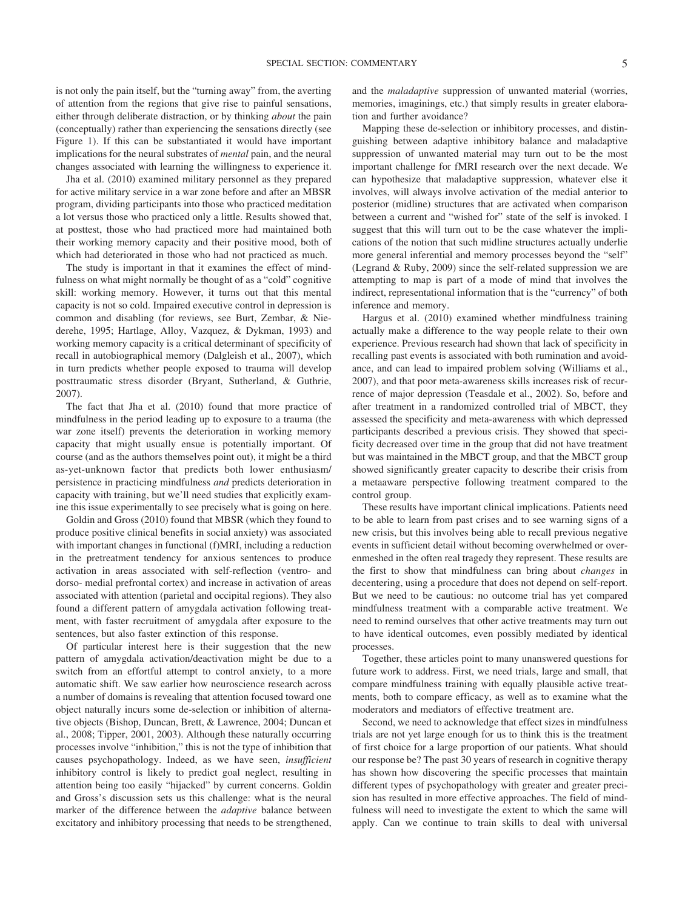is not only the pain itself, but the "turning away" from, the averting of attention from the regions that give rise to painful sensations, either through deliberate distraction, or by thinking *about* the pain (conceptually) rather than experiencing the sensations directly (see Figure 1). If this can be substantiated it would have important implications for the neural substrates of *mental* pain, and the neural changes associated with learning the willingness to experience it.

Jha et al. (2010) examined military personnel as they prepared for active military service in a war zone before and after an MBSR program, dividing participants into those who practiced meditation a lot versus those who practiced only a little. Results showed that, at posttest, those who had practiced more had maintained both their working memory capacity and their positive mood, both of which had deteriorated in those who had not practiced as much.

The study is important in that it examines the effect of mindfulness on what might normally be thought of as a "cold" cognitive skill: working memory. However, it turns out that this mental capacity is not so cold. Impaired executive control in depression is common and disabling (for reviews, see Burt, Zembar, & Niederehe, 1995; Hartlage, Alloy, Vazquez, & Dykman, 1993) and working memory capacity is a critical determinant of specificity of recall in autobiographical memory (Dalgleish et al., 2007), which in turn predicts whether people exposed to trauma will develop posttraumatic stress disorder (Bryant, Sutherland, & Guthrie, 2007).

The fact that Jha et al. (2010) found that more practice of mindfulness in the period leading up to exposure to a trauma (the war zone itself) prevents the deterioration in working memory capacity that might usually ensue is potentially important. Of course (and as the authors themselves point out), it might be a third as-yet-unknown factor that predicts both lower enthusiasm/persistence in practicing mindfulness *and* predicts deterioration in capacity with training, but we'll need studies that explicitly examine this issue experimentally to see precisely what is going on here.

Goldin and Gross (2010) found that MBSR (which they found to produce positive clinical benefits in social anxiety) was associated with important changes in functional (f)MRI, including a reduction in the pretreatment tendency for anxious sentences to produce activation in areas associated with self-reflection (ventro- and dorso- medial prefrontal cortex) and increase in activation of areas associated with attention (parietal and occipital regions). They also found a different pattern of amygdala activation following treatment, with faster recruitment of amygdala after exposure to the sentences, but also faster extinction of this response.

Of particular interest here is their suggestion that the new pattern of amygdala activation/deactivation might be due to a switch from an effortful attempt to control anxiety, to a more automatic shift. We saw earlier how neuroscience research across a number of domains is revealing that attention focused toward one object naturally incurs some de-selection or inhibition of alternative objects (Bishop, Duncan, Brett, & Lawrence, 2004; Duncan et al., 2008; Tipper, 2001, 2003). Although these naturally occurring processes involve "inhibition," this is not the type of inhibition that causes psychopathology. Indeed, as we have seen, *insufficient* inhibitory control is likely to predict goal neglect, resulting in attention being too easily "hijacked" by current concerns. Goldin and Gross's discussion sets us this challenge: what is the neural marker of the difference between the *adaptive* balance between excitatory and inhibitory processing that needs to be strengthened, and the *maladaptive* suppression of unwanted material (worries, memories, imaginings, etc.) that simply results in greater elaboration and further avoidance?

Mapping these de-selection or inhibitory processes, and distinguishing between adaptive inhibitory balance and maladaptive suppression of unwanted material may turn out to be the most important challenge for fMRI research over the next decade. We can hypothesize that maladaptive suppression, whatever else it involves, will always involve activation of the medial anterior to posterior (midline) structures that are activated when comparison between a current and "wished for" state of the self is invoked. I suggest that this will turn out to be the case whatever the implications of the notion that such midline structures actually underlie more general inferential and memory processes beyond the "self" (Legrand & Ruby, 2009) since the self-related suppression we are attempting to map is part of a mode of mind that involves the indirect, representational information that is the "currency" of both inference and memory.

Hargus et al. (2010) examined whether mindfulness training actually make a difference to the way people relate to their own experience. Previous research had shown that lack of specificity in recalling past events is associated with both rumination and avoidance, and can lead to impaired problem solving (Williams et al., 2007), and that poor meta-awareness skills increases risk of recurrence of major depression (Teasdale et al., 2002). So, before and after treatment in a randomized controlled trial of MBCT, they assessed the specificity and meta-awareness with which depressed participants described a previous crisis. They showed that specificity decreased over time in the group that did not have treatment but was maintained in the MBCT group, and that the MBCT group showed significantly greater capacity to describe their crisis from a metaaware perspective following treatment compared to the control group.

These results have important clinical implications. Patients need to be able to learn from past crises and to see warning signs of a new crisis, but this involves being able to recall previous negative events in sufficient detail without becoming overwhelmed or overenmeshed in the often real tragedy they represent. These results are the first to show that mindfulness can bring about *changes* in decentering, using a procedure that does not depend on self-report. But we need to be cautious: no outcome trial has yet compared mindfulness treatment with a comparable active treatment. We need to remind ourselves that other active treatments may turn out to have identical outcomes, even possibly mediated by identical processes.

Together, these articles point to many unanswered questions for future work to address. First, we need trials, large and small, that compare mindfulness training with equally plausible active treatments, both to compare efficacy, as well as to examine what the moderators and mediators of effective treatment are.

Second, we need to acknowledge that effect sizes in mindfulness trials are not yet large enough for us to think this is the treatment of first choice for a large proportion of our patients. What should our response be? The past 30 years of research in cognitive therapy has shown how discovering the specific processes that maintain different types of psychopathology with greater and greater precision has resulted in more effective approaches. The field of mindfulness will need to investigate the extent to which the same will apply. Can we continue to train skills to deal with universal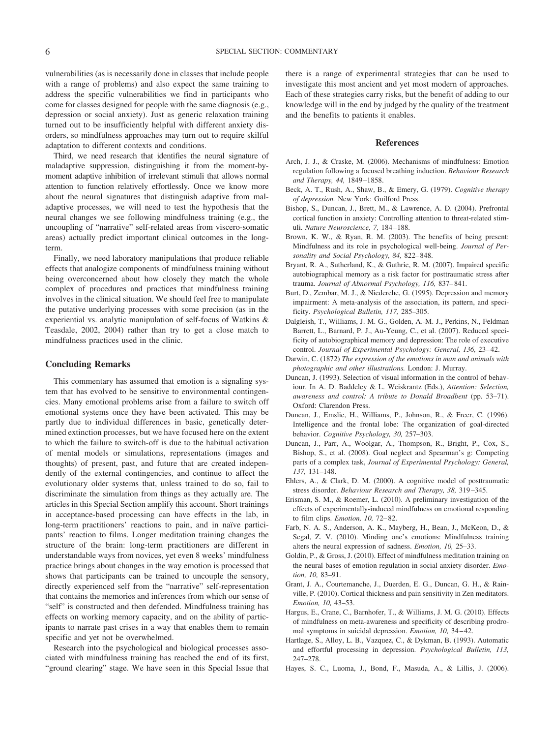vulnerabilities (as is necessarily done in classes that include people with a range of problems) and also expect the same training to address the specific vulnerabilities we find in participants who come for classes designed for people with the same diagnosis (e.g., depression or social anxiety). Just as generic relaxation training turned out to be insufficiently helpful with different anxiety disorders, so mindfulness approaches may turn out to require skilful adaptation to different contexts and conditions.

Third, we need research that identifies the neural signature of maladaptive suppression, distinguishing it from the moment-by-moment adaptive inhibition of irrelevant stimuli that allows normal attention to function relatively effortlessly. Once we know more about the neural signatures that distinguish adaptive from maladaptive processes, we will need to test the hypothesis that the neural changes we see following mindfulness training (e.g., the uncoupling of "narrative" self-related areas from viscero-somatic areas) actually predict important clinical outcomes in the long-term.

Finally, we need laboratory manipulations that produce reliable effects that analogize components of mindfulness training without being overconcerned about how closely they match the whole complex of procedures and practices that mindfulness training involves in the clinical situation. We should feel free to manipulate the putative underlying processes with some precision (as in the experiential vs. analytic manipulation of self-focus of Watkins & Teasdale, 2002, 2004) rather than try to get a close match to mindfulness practices used in the clinic.

## Concluding Remarks

This commentary has assumed that emotion is a signaling system that has evolved to be sensitive to environmental contingencies. Many emotional problems arise from a failure to switch off emotional systems once they have been activated. This may be partly due to individual differences in basic, genetically determined extinction processes, but we have focused here on the extent to which the failure to switch-off is due to the habitual activation of mental models or simulations, representations (images and thoughts) of present, past, and future that are created independently of the external contingencies, and continue to affect the evolutionary older systems that, unless trained to do so, fail to discriminate the simulation from things as they actually are. The articles in this Special Section amplify this account. Short trainings in acceptance-based processing can have effects in the lab, in long-term practitioners' reactions to pain, and in naïve participants' reaction to films. Longer meditation training changes the structure of the brain: long-term practitioners are different in understandable ways from novices, yet even 8 weeks' mindfulness practice brings about changes in the way emotion is processed that shows that participants can be trained to uncouple the sensory, directly experienced self from the "narrative" self-representation that contains the memories and inferences from which our sense of "self" is constructed and then defended. Mindfulness training has effects on working memory capacity, and on the ability of participants to narrate past crises in a way that enables them to remain specific and yet not be overwhelmed.

Research into the psychological and biological processes associated with mindfulness training has reached the end of its first, "ground clearing" stage. We have seen in this Special Issue that there is a range of experimental strategies that can be used to investigate this most ancient and yet most modern of approaches. Each of these strategies carry risks, but the benefit of adding to our knowledge will in the end by judged by the quality of the treatment and the benefits to patients it enables.

## References

Arch, J. J., & Craske, M. (2006). Mechanisms of mindfulness: Emotion regulation following a focused breathing induction. *Behaviour Research and Therapy, 44,* 1849–1858.

Beck, A. T., Rush, A., Shaw, B., & Emery, G. (1979). *Cognitive therapy of depression.* New York: Guilford Press.

Bishop, S., Duncan, J., Brett, M., & Lawrence, A. D. (2004). Prefrontal cortical function in anxiety: Controlling attention to threat-related stimuli. *Nature Neuroscience, 7,* 184–188.

Brown, K. W., & Ryan, R. M. (2003). The benefits of being present: Mindfulness and its role in psychological well-being. *Journal of Personality and Social Psychology, 84,* 822–848.

Bryant, R. A., Sutherland, K., & Guthrie, R. M. (2007). Impaired specific autobiographical memory as a risk factor for posttraumatic stress after trauma. *Journal of Abnormal Psychology, 116,* 837–841.

Burt, D., Zembar, M. J., & Niederehe, G. (1995). Depression and memory impairment: A meta-analysis of the association, its pattern, and specificity. *Psychological Bulletin, 117,* 285–305.

Dalgleish, T., Williams, J. M. G., Golden, A.-M. J., Perkins, N., Feldman Barrett, L., Barnard, P. J., Au-Yeung, C., et al. (2007). Reduced specificity of autobiographical memory and depression: The role of executive control. *Journal of Experimental Psychology: General, 136,* 23–42.

Darwin, C. (1872) *The expression of the emotions in man and animals with photographic and other illustrations.* London: J. Murray.

Duncan, J. (1993). Selection of visual information in the control of behaviour. In A. D. Baddeley & L. Weiskrantz (Eds.), *Attention: Selection, awareness and control: A tribute to Donald Broadbent* (pp. 53–71). Oxford: Clarendon Press.

Duncan, J., Emslie, H., Williams, P., Johnson, R., & Freer, C. (1996). Intelligence and the frontal lobe: The organization of goal-directed behavior. *Cognitive Psychology, 30,* 257–303.

Duncan, J., Parr, A., Woolgar, A., Thompson, R., Bright, P., Cox, S., Bishop, S., et al. (2008). Goal neglect and Spearman's g: Competing parts of a complex task, *Journal of Experimental Psychology: General, 137,* 131–148.

Ehlers, A., & Clark, D. M. (2000). A cognitive model of posttraumatic stress disorder. *Behaviour Research and Therapy, 38,* 319–345.

Erisman, S. M., & Roemer, L. (2010). A preliminary investigation of the effects of experimentally-induced mindfulness on emotional responding to film clips. *Emotion, 10,* 72–82.

Farb, N. A. S., Anderson, A. K., Mayberg, H., Bean, J., McKeon, D., & Segal, Z. V. (2010). Minding one's emotions: Mindfulness training alters the neural expression of sadness. *Emotion, 10,* 25–33.

Goldin, P., & Gross, J. (2010). Effect of mindfulness meditation training on the neural bases of emotion regulation in social anxiety disorder. *Emotion, 10,* 83–91.

Grant, J. A., Courtemanche, J., Duerden, E. G., Duncan, G. H., & Rainville, P. (2010). Cortical thickness and pain sensitivity in Zen meditators. *Emotion, 10,* 43–53.

Hargus, E., Crane, C., Barnhofer, T., & Williams, J. M. G. (2010). Effects of mindfulness on meta-awareness and specificity of describing prodromal symptoms in suicidal depression. *Emotion, 10,* 34–42.

Hartlage, S., Alloy, L. B., Vazquez, C., & Dykman, B. (1993). Automatic and effortful processing in depression. *Psychological Bulletin, 113,* 247–278.

Hayes, S. C., Luoma, J., Bond, F., Masuda, A., & Lillis, J. (2006).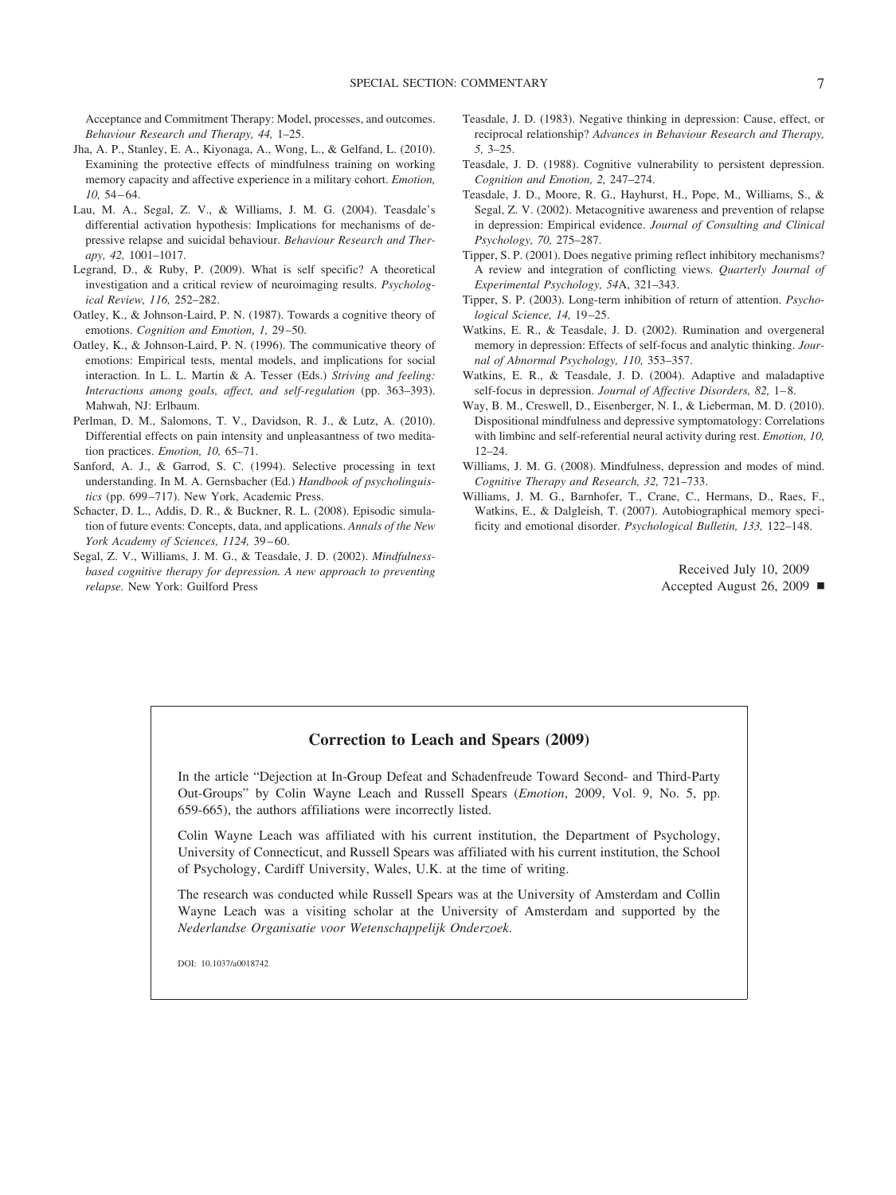Acceptance and Commitment Therapy: Model, processes, and outcomes. *Behaviour Research and Therapy, 44,* 1–25.

Jha, A. P., Stanley, E. A., Kiyonaga, A., Wong, L., & Gelfand, L. (2010). Examining the protective effects of mindfulness training on working memory capacity and affective experience in a military cohort. *Emotion, 10,* 54–64.

Lau, M. A., Segal, Z. V., & Williams, J. M. G. (2004). Teasdale's differential activation hypothesis: Implications for mechanisms of depressive relapse and suicidal behaviour. *Behaviour Research and Therapy, 42,* 1001–1017.

Legrand, D., & Ruby, P. (2009). What is self specific? A theoretical investigation and a critical review of neuroimaging results. *Psychological Review, 116,* 252–282.

Oatley, K., & Johnson-Laird, P. N. (1987). Towards a cognitive theory of emotions. *Cognition and Emotion, 1,* 29–50.

Oatley, K., & Johnson-Laird, P. N. (1996). The communicative theory of emotions: Empirical tests, mental models, and implications for social interaction. In L. L. Martin & A. Tesser (Eds.) *Striving and feeling: Interactions among goals, affect, and self-regulation* (pp. 363–393). Mahwah, NJ: Erlbaum.

Perlman, D. M., Salomons, T. V., Davidson, R. J., & Lutz, A. (2010). Differential effects on pain intensity and unpleasantness of two meditation practices. *Emotion, 10,* 65–71.

Sanford, A. J., & Garrod, S. C. (1994). Selective processing in text understanding. In M. A. Gernsbacher (Ed.) *Handbook of psycholinguistics* (pp. 699–717). New York, Academic Press.

Schacter, D. L., Addis, D. R., & Buckner, R. L. (2008). Episodic simulation of future events: Concepts, data, and applications. *Annals of the New York Academy of Sciences, 1124,* 39–60.

Segal, Z. V., Williams, J. M. G., & Teasdale, J. D. (2002). *Mindfulness-based cognitive therapy for depression. A new approach to preventing relapse.* New York: Guilford Press

Teasdale, J. D. (1983). Negative thinking in depression: Cause, effect, or reciprocal relationship? *Advances in Behaviour Research and Therapy, 5,* 3–25.

Teasdale, J. D. (1988). Cognitive vulnerability to persistent depression. *Cognition and Emotion, 2,* 247–274.

Teasdale, J. D., Moore, R. G., Hayhurst, H., Pope, M., Williams, S., & Segal, Z. V. (2002). Metacognitive awareness and prevention of relapse in depression: Empirical evidence. *Journal of Consulting and Clinical Psychology, 70,* 275–287.

Tipper, S. P. (2001). Does negative priming reflect inhibitory mechanisms? A review and integration of conflicting views. *Quarterly Journal of Experimental Psychology, 54*A, 321–343.

Tipper, S. P. (2003). Long-term inhibition of return of attention. *Psychological Science, 14,* 19–25.

Watkins, E. R., & Teasdale, J. D. (2002). Rumination and overgeneral memory in depression: Effects of self-focus and analytic thinking. *Journal of Abnormal Psychology, 110,* 353–357.

Watkins, E. R., & Teasdale, J. D. (2004). Adaptive and maladaptive self-focus in depression. *Journal of Affective Disorders, 82,* 1–8.

Way, B. M., Creswell, D., Eisenberger, N. I., & Lieberman, M. D. (2010). Dispositional mindfulness and depressive symptomatology: Correlations with limbinc and self-referential neural activity during rest. *Emotion, 10,* 12–24.

Williams, J. M. G. (2008). Mindfulness, depression and modes of mind. *Cognitive Therapy and Research, 32,* 721–733.

Williams, J. M. G., Barnhofer, T., Crane, C., Hermans, D., Raes, F., Watkins, E., & Dalgleish, T. (2007). Autobiographical memory specificity and emotional disorder. *Psychological Bulletin, 133,* 122–148.

Received July 10, 2009
Accepted August 26, 2009 ■

## Correction to Leach and Spears (2009)

In the article "Dejection at In-Group Defeat and Schadenfreude Toward Second- and Third-Party Out-Groups" by Colin Wayne Leach and Russell Spears (*Emotion*, 2009, Vol. 9, No. 5, pp. 659-665), the authors affiliations were incorrectly listed.

Colin Wayne Leach was affiliated with his current institution, the Department of Psychology, University of Connecticut, and Russell Spears was affiliated with his current institution, the School of Psychology, Cardiff University, Wales, U.K. at the time of writing.

The research was conducted while Russell Spears was at the University of Amsterdam and Collin Wayne Leach was a visiting scholar at the University of Amsterdam and supported by the *Nederlandse Organisatie voor Wetenschappelijk Onderzoek*.

DOI: 10.1037/a0018742